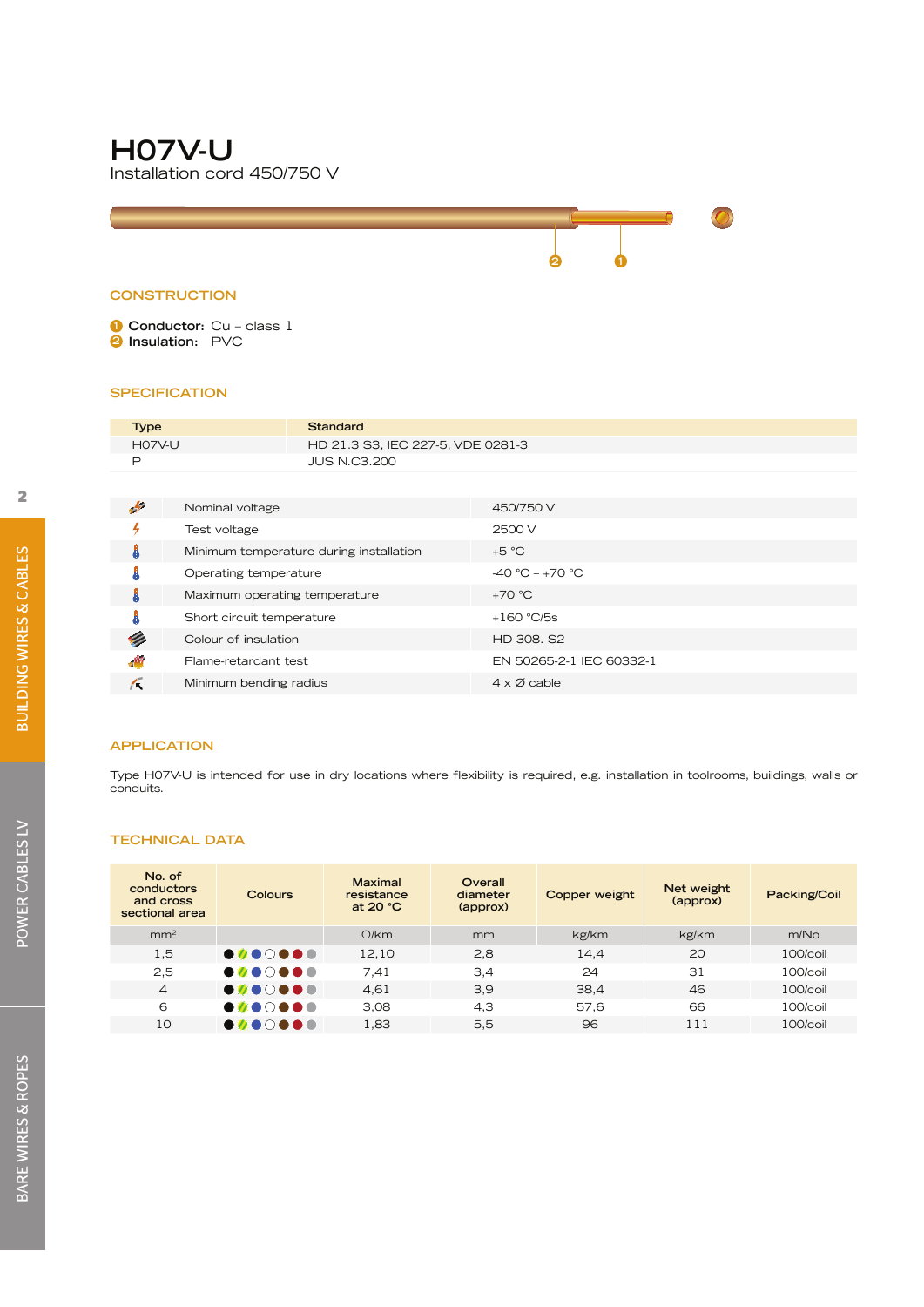# H07V-U

Installation cord 450/750 V

## CONSTRUCTION

1. **Conductor:** Cu – class 1
2. **Insulation:** PVC

## SPECIFICATION

| Type | Standard |
|---|---|
| H07V-U | HD 21.3 S3, IEC 227-5, VDE 0281-3 |
| P | JUS N.C3.200 |

| | | |
|---|---|---|
| | Nominal voltage | 450/750 V |
| | Test voltage | 2500 V |
| | Minimum temperature during installation | +5 °C |
| | Operating temperature | -40 °C – +70 °C |
| | Maximum operating temperature | +70 °C |
| | Short circuit temperature | +160 °C/5s |
| | Colour of insulation | HD 308. S2 |
| | Flame-retardant test | EN 50265-2-1 IEC 60332-1 |
| | Minimum bending radius | 4 x Ø cable |

## APPLICATION

Type H07V-U is intended for use in dry locations where flexibility is required, e.g. installation in toolrooms, buildings, walls or conduits.

## TECHNICAL DATA

| No. of conductors and cross sectional area | Colours | Maximal resistance at 20 °C | Overall diameter (approx) | Copper weight | Net weight (approx) | Packing/Coil |
|---|---|---|---|---|---|---|
| mm² | | Ω/km | mm | kg/km | kg/km | m/No |
| 1,5 | ●●●○●●● | 12,10 | 2,8 | 14,4 | 20 | 100/coil |
| 2,5 | ●●●○●●● | 7,41 | 3,4 | 24 | 31 | 100/coil |
| 4 | ●●●○●●● | 4,61 | 3,9 | 38,4 | 46 | 100/coil |
| 6 | ●●●○●●● | 3,08 | 4,3 | 57,6 | 66 | 100/coil |
| 10 | ●●●○●●● | 1,83 | 5,5 | 96 | 111 | 100/coil |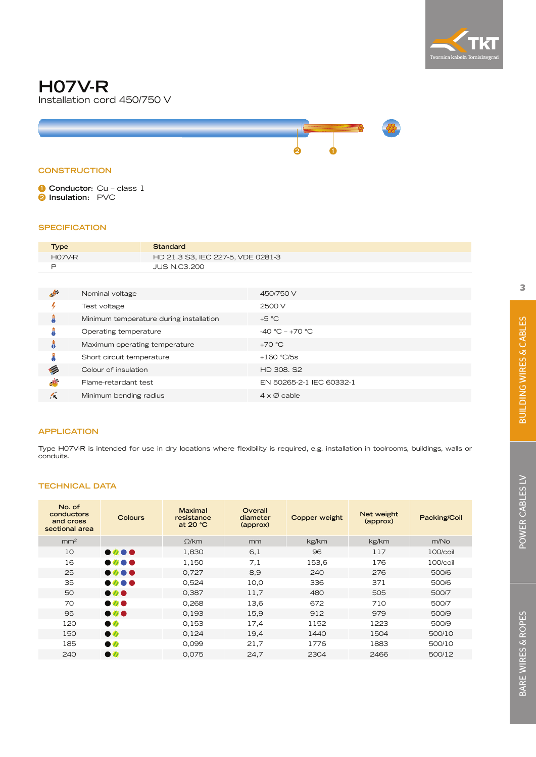# H07V-R

Installation cord 450/750 V

## CONSTRUCTION

1. **Conductor:** Cu – class 1
2. **Insulation:** PVC

## SPECIFICATION

| Type | Standard |
| --- | --- |
| H07V-R | HD 21.3 S3, IEC 227-5, VDE 0281-3 |
| P | JUS N.C3.200 |

| Parameter | Value |
| --- | --- |
| Nominal voltage | 450/750 V |
| Test voltage | 2500 V |
| Minimum temperature during installation | +5 °C |
| Operating temperature | -40 °C – +70 °C |
| Maximum operating temperature | +70 °C |
| Short circuit temperature | +160 °C/5s |
| Colour of insulation | HD 308. S2 |
| Flame-retardant test | EN 50265-2-1 IEC 60332-1 |
| Minimum bending radius | 4 x Ø cable |

## APPLICATION

Type H07V-R is intended for use in dry locations where flexibility is required, e.g. installation in toolrooms, buildings, walls or conduits.

## TECHNICAL DATA

| No. of conductors and cross sectional area | Colours | Maximal resistance at 20 °C | Overall diameter (approx) | Copper weight | Net weight (approx) | Packing/Coil |
| --- | --- | --- | --- | --- | --- | --- |
| mm² | | Ω/km | mm | kg/km | kg/km | m/No |
| 10 | black, green/yellow, blue, red | 1,830 | 6,1 | 96 | 117 | 100/coil |
| 16 | black, green/yellow, blue, red | 1,150 | 7,1 | 153,6 | 176 | 100/coil |
| 25 | black, green/yellow, blue, red | 0,727 | 8,9 | 240 | 276 | 500/6 |
| 35 | black, green/yellow, blue, red | 0,524 | 10,0 | 336 | 371 | 500/6 |
| 50 | black, green/yellow, red | 0,387 | 11,7 | 480 | 505 | 500/7 |
| 70 | black, green/yellow, red | 0,268 | 13,6 | 672 | 710 | 500/7 |
| 95 | black, green/yellow, red | 0,193 | 15,9 | 912 | 979 | 500/9 |
| 120 | black, green/yellow | 0,153 | 17,4 | 1152 | 1223 | 500/9 |
| 150 | black, green/yellow | 0,124 | 19,4 | 1440 | 1504 | 500/10 |
| 185 | black, green/yellow | 0,099 | 21,7 | 1776 | 1883 | 500/10 |
| 240 | black, green/yellow | 0,075 | 24,7 | 2304 | 2466 | 500/12 |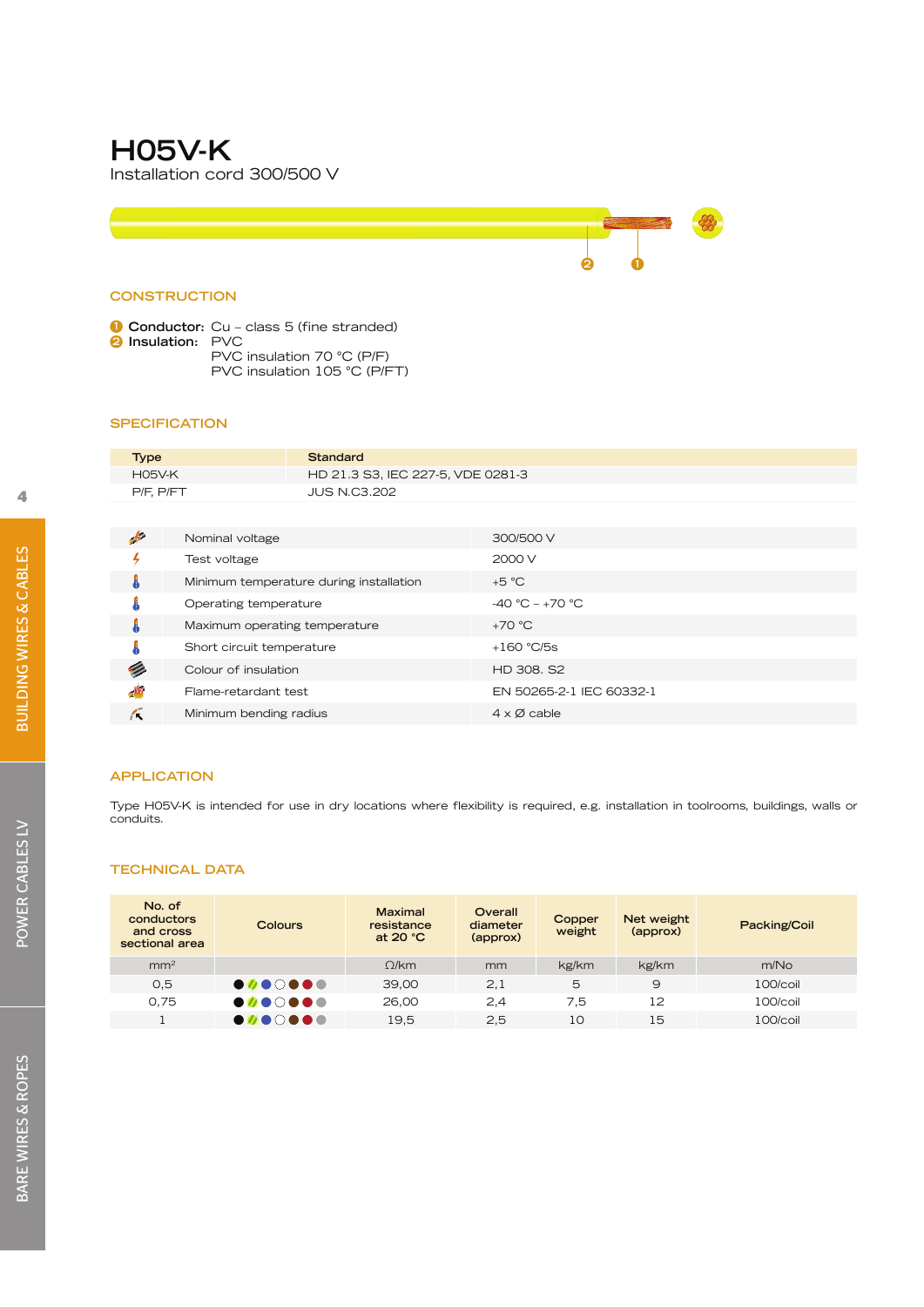# H05V-K

Installation cord 300/500 V

## CONSTRUCTION

1. **Conductor:** Cu – class 5 (fine stranded)
2. **Insulation:** PVC
   PVC insulation 70 °C (P/F)
   PVC insulation 105 °C (P/FT)

## SPECIFICATION

| Type | Standard |
|---|---|
| H05V-K | HD 21.3 S3, IEC 227-5, VDE 0281-3 |
| P/F, P/FT | JUS N.C3.202 |

| | | |
|---|---|---|
| | Nominal voltage | 300/500 V |
| | Test voltage | 2000 V |
| | Minimum temperature during installation | +5 °C |
| | Operating temperature | -40 °C – +70 °C |
| | Maximum operating temperature | +70 °C |
| | Short circuit temperature | +160 °C/5s |
| | Colour of insulation | HD 308. S2 |
| | Flame-retardant test | EN 50265-2-1 IEC 60332-1 |
| | Minimum bending radius | 4 x Ø cable |

## APPLICATION

Type H05V-K is intended for use in dry locations where flexibility is required, e.g. installation in toolrooms, buildings, walls or conduits.

## TECHNICAL DATA

| No. of conductors and cross sectional area | Colours | Maximal resistance at 20 °C | Overall diameter (approx) | Copper weight | Net weight (approx) | Packing/Coil |
|---|---|---|---|---|---|---|
| mm² | | Ω/km | mm | kg/km | kg/km | m/No |
| 0,5 | ●●●○●●● | 39,00 | 2,1 | 5 | 9 | 100/coil |
| 0,75 | ●●●○●●● | 26,00 | 2,4 | 7,5 | 12 | 100/coil |
| 1 | ●●●○●●● | 19,5 | 2,5 | 10 | 15 | 100/coil |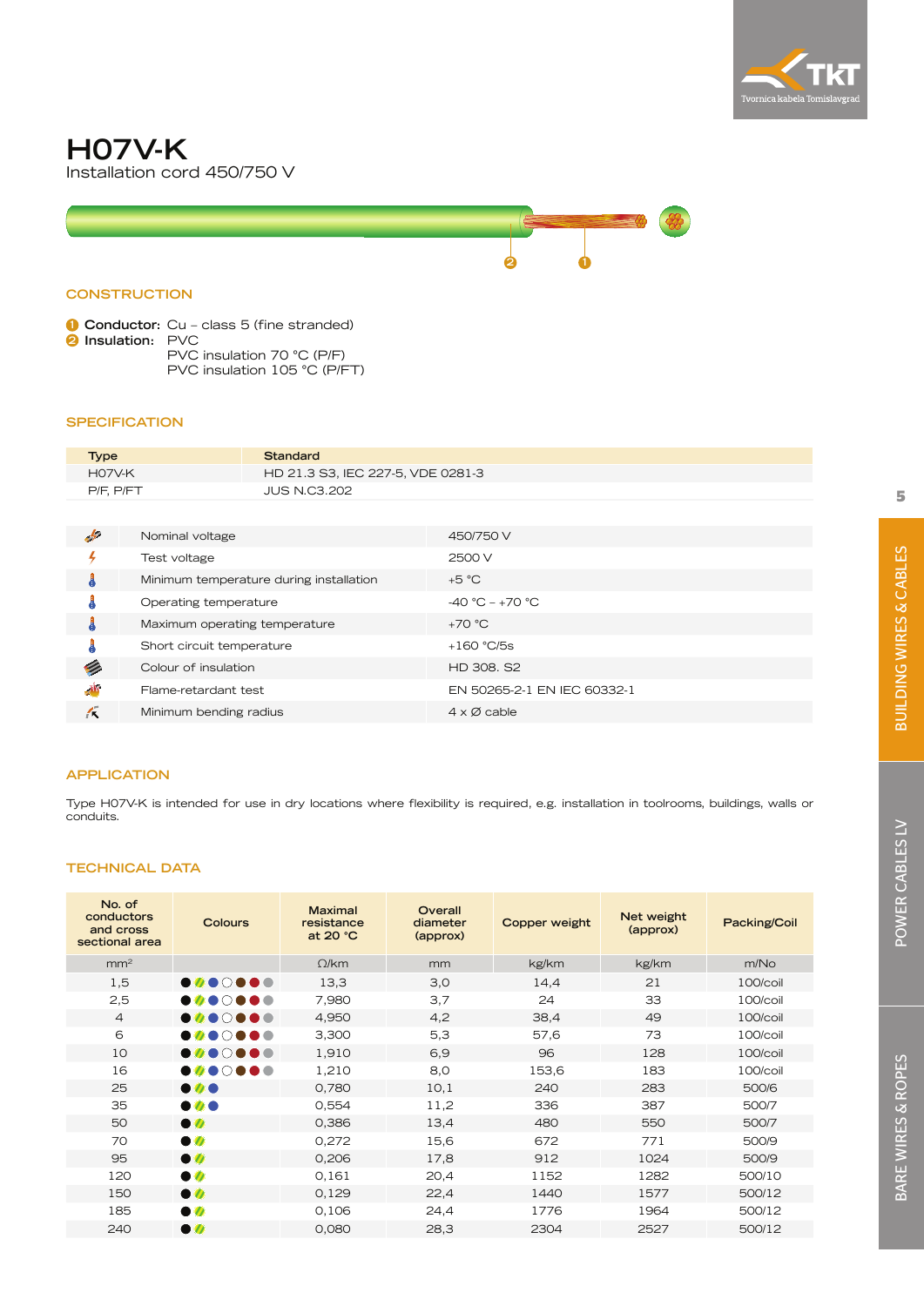# H07V-K

Installation cord 450/750 V

## CONSTRUCTION

1. **Conductor:** Cu – class 5 (fine stranded)
2. **Insulation:** PVC
   PVC insulation 70 °C (P/F)
   PVC insulation 105 °C (P/FT)

## SPECIFICATION

| Type | Standard |
|---|---|
| H07V-K | HD 21.3 S3, IEC 227-5, VDE 0281-3 |
| P/F, P/FT | JUS N.C3.202 |

| Nominal voltage | 450/750 V |
|---|---|
| Test voltage | 2500 V |
| Minimum temperature during installation | +5 °C |
| Operating temperature | -40 °C – +70 °C |
| Maximum operating temperature | +70 °C |
| Short circuit temperature | +160 °C/5s |
| Colour of insulation | HD 308. S2 |
| Flame-retardant test | EN 50265-2-1 EN IEC 60332-1 |
| Minimum bending radius | 4 x Ø cable |

## APPLICATION

Type H07V-K is intended for use in dry locations where flexibility is required, e.g. installation in toolrooms, buildings, walls or conduits.

## TECHNICAL DATA

| No. of conductors and cross sectional area | Colours | Maximal resistance at 20 °C | Overall diameter (approx) | Copper weight | Net weight (approx) | Packing/Coil |
|---|---|---|---|---|---|---|
| mm² | | Ω/km | mm | kg/km | kg/km | m/No |
| 1,5 | ●●●○●●● | 13,3 | 3,0 | 14,4 | 21 | 100/coil |
| 2,5 | ●●●○●●● | 7,980 | 3,7 | 24 | 33 | 100/coil |
| 4 | ●●●○●●● | 4,950 | 4,2 | 38,4 | 49 | 100/coil |
| 6 | ●●●○●●● | 3,300 | 5,3 | 57,6 | 73 | 100/coil |
| 10 | ●●●○●●● | 1,910 | 6,9 | 96 | 128 | 100/coil |
| 16 | ●●●○●●● | 1,210 | 8,0 | 153,6 | 183 | 100/coil |
| 25 | ●●● | 0,780 | 10,1 | 240 | 283 | 500/6 |
| 35 | ●●● | 0,554 | 11,2 | 336 | 387 | 500/7 |
| 50 | ●● | 0,386 | 13,4 | 480 | 550 | 500/7 |
| 70 | ●● | 0,272 | 15,6 | 672 | 771 | 500/9 |
| 95 | ●● | 0,206 | 17,8 | 912 | 1024 | 500/9 |
| 120 | ●● | 0,161 | 20,4 | 1152 | 1282 | 500/10 |
| 150 | ●● | 0,129 | 22,4 | 1440 | 1577 | 500/12 |
| 185 | ●● | 0,106 | 24,4 | 1776 | 1964 | 500/12 |
| 240 | ●● | 0,080 | 28,3 | 2304 | 2527 | 500/12 |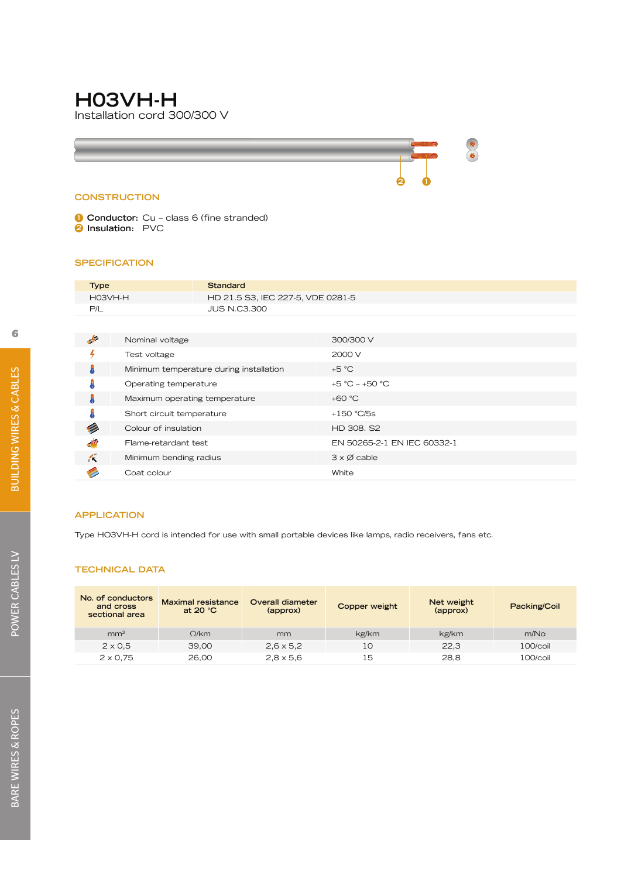# H03VH-H

Installation cord 300/300 V

## CONSTRUCTION

1. **Conductor:** Cu – class 6 (fine stranded)
2. **Insulation:** PVC

## SPECIFICATION

| Type | Standard |
|---|---|
| H03VH-H | HD 21.5 S3, IEC 227-5, VDE 0281-5 |
| P/L | JUS N.C3.300 |

| Parameter | Value |
|---|---|
| Nominal voltage | 300/300 V |
| Test voltage | 2000 V |
| Minimum temperature during installation | +5 °C |
| Operating temperature | +5 °C – +50 °C |
| Maximum operating temperature | +60 °C |
| Short circuit temperature | +150 °C/5s |
| Colour of insulation | HD 308. S2 |
| Flame-retardant test | EN 50265-2-1 EN IEC 60332-1 |
| Minimum bending radius | 3 x Ø cable |
| Coat colour | White |

## APPLICATION

Type HO3VH-H cord is intended for use with small portable devices like lamps, radio receivers, fans etc.

## TECHNICAL DATA

| No. of conductors and cross sectional area | Maximal resistance at 20 °C | Overall diameter (approx) | Copper weight | Net weight (approx) | Packing/Coil |
|---|---|---|---|---|---|
| mm² | Ω/km | mm | kg/km | kg/km | m/No |
| 2 x 0,5 | 39,00 | 2,6 x 5,2 | 10 | 22,3 | 100/coil |
| 2 x 0,75 | 26,00 | 2,8 x 5,6 | 15 | 28,8 | 100/coil |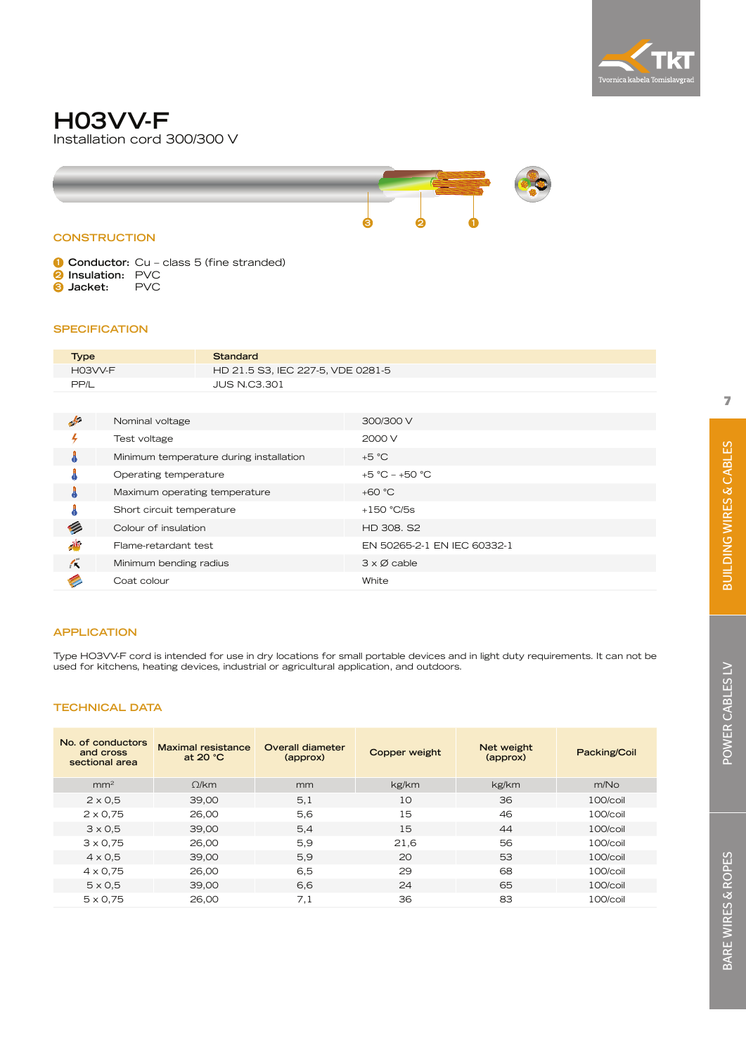# H03VV-F

Installation cord 300/300 V

## CONSTRUCTION

1. **Conductor:** Cu – class 5 (fine stranded)
2. **Insulation:** PVC
3. **Jacket:** PVC

## SPECIFICATION

| Type | Standard |
|---|---|
| H03VV-F | HD 21.5 S3, IEC 227-5, VDE 0281-5 |
| PP/L | JUS N.C3.301 |

| Property | Value |
|---|---|
| Nominal voltage | 300/300 V |
| Test voltage | 2000 V |
| Minimum temperature during installation | +5 °C |
| Operating temperature | +5 °C – +50 °C |
| Maximum operating temperature | +60 °C |
| Short circuit temperature | +150 °C/5s |
| Colour of insulation | HD 308. S2 |
| Flame-retardant test | EN 50265-2-1 EN IEC 60332-1 |
| Minimum bending radius | 3 x Ø cable |
| Coat colour | White |

## APPLICATION

Type H03VV-F cord is intended for use in dry locations for small portable devices and in light duty requirements. It can not be used for kitchens, heating devices, industrial or agricultural application, and outdoors.

## TECHNICAL DATA

| No. of conductors and cross sectional area | Maximal resistance at 20 °C | Overall diameter (approx) | Copper weight | Net weight (approx) | Packing/Coil |
|---|---|---|---|---|---|
| mm² | Ω/km | mm | kg/km | kg/km | m/No |
| 2 x 0,5 | 39,00 | 5,1 | 10 | 36 | 100/coil |
| 2 x 0,75 | 26,00 | 5,6 | 15 | 46 | 100/coil |
| 3 x 0,5 | 39,00 | 5,4 | 15 | 44 | 100/coil |
| 3 x 0,75 | 26,00 | 5,9 | 21,6 | 56 | 100/coil |
| 4 x 0,5 | 39,00 | 5,9 | 20 | 53 | 100/coil |
| 4 x 0,75 | 26,00 | 6,5 | 29 | 68 | 100/coil |
| 5 x 0,5 | 39,00 | 6,6 | 24 | 65 | 100/coil |
| 5 x 0,75 | 26,00 | 7,1 | 36 | 83 | 100/coil |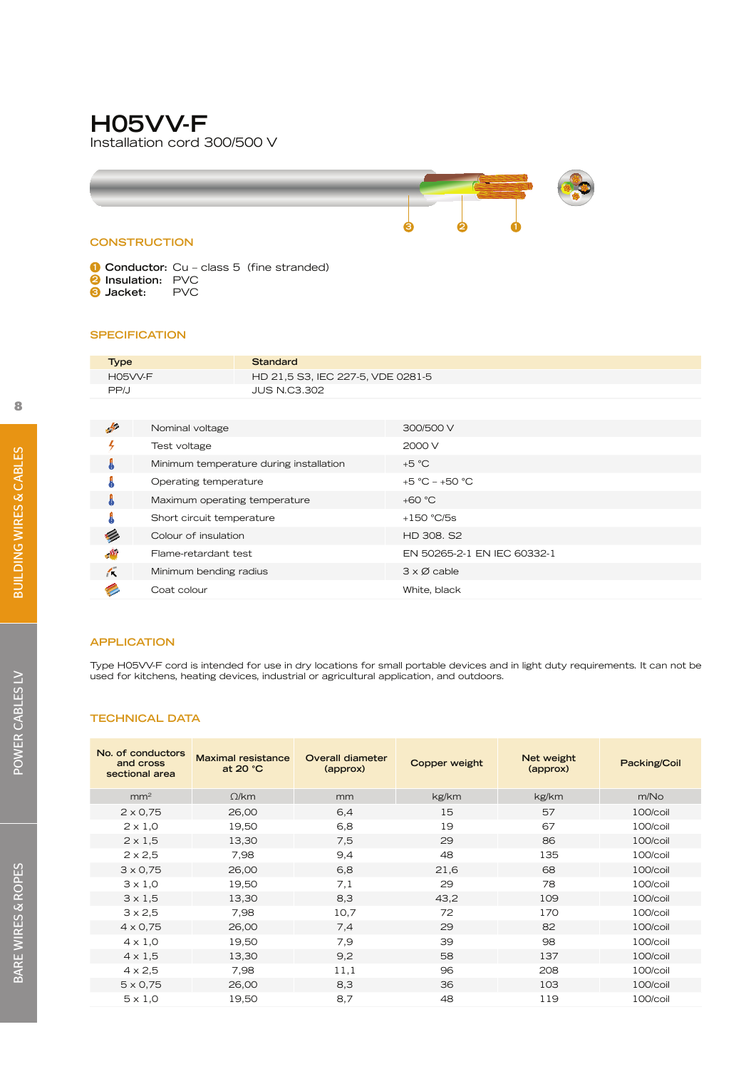# H05VV-F

Installation cord 300/500 V

## CONSTRUCTION

1. **Conductor:** Cu – class 5 (fine stranded)
2. **Insulation:** PVC
3. **Jacket:** PVC

## SPECIFICATION

| Type | Standard |
|---|---|
| H05VV-F | HD 21,5 S3, IEC 227-5, VDE 0281-5 |
| PP/J | JUS N.C3.302 |

| Nominal voltage | 300/500 V |
|---|---|
| Test voltage | 2000 V |
| Minimum temperature during installation | +5 °C |
| Operating temperature | +5 °C – +50 °C |
| Maximum operating temperature | +60 °C |
| Short circuit temperature | +150 °C/5s |
| Colour of insulation | HD 308. S2 |
| Flame-retardant test | EN 50265-2-1 EN IEC 60332-1 |
| Minimum bending radius | 3 x Ø cable |
| Coat colour | White, black |

## APPLICATION

Type H05VV-F cord is intended for use in dry locations for small portable devices and in light duty requirements. It can not be used for kitchens, heating devices, industrial or agricultural application, and outdoors.

## TECHNICAL DATA

| No. of conductors and cross sectional area | Maximal resistance at 20 °C | Overall diameter (approx) | Copper weight | Net weight (approx) | Packing/Coil |
|---|---|---|---|---|---|
| mm² | Ω/km | mm | kg/km | kg/km | m/No |
| 2 x 0,75 | 26,00 | 6,4 | 15 | 57 | 100/coil |
| 2 x 1,0 | 19,50 | 6,8 | 19 | 67 | 100/coil |
| 2 x 1,5 | 13,30 | 7,5 | 29 | 86 | 100/coil |
| 2 x 2,5 | 7,98 | 9,4 | 48 | 135 | 100/coil |
| 3 x 0,75 | 26,00 | 6,8 | 21,6 | 68 | 100/coil |
| 3 x 1,0 | 19,50 | 7,1 | 29 | 78 | 100/coil |
| 3 x 1,5 | 13,30 | 8,3 | 43,2 | 109 | 100/coil |
| 3 x 2,5 | 7,98 | 10,7 | 72 | 170 | 100/coil |
| 4 x 0,75 | 26,00 | 7,4 | 29 | 82 | 100/coil |
| 4 x 1,0 | 19,50 | 7,9 | 39 | 98 | 100/coil |
| 4 x 1,5 | 13,30 | 9,2 | 58 | 137 | 100/coil |
| 4 x 2,5 | 7,98 | 11,1 | 96 | 208 | 100/coil |
| 5 x 0,75 | 26,00 | 8,3 | 36 | 103 | 100/coil |
| 5 x 1,0 | 19,50 | 8,7 | 48 | 119 | 100/coil |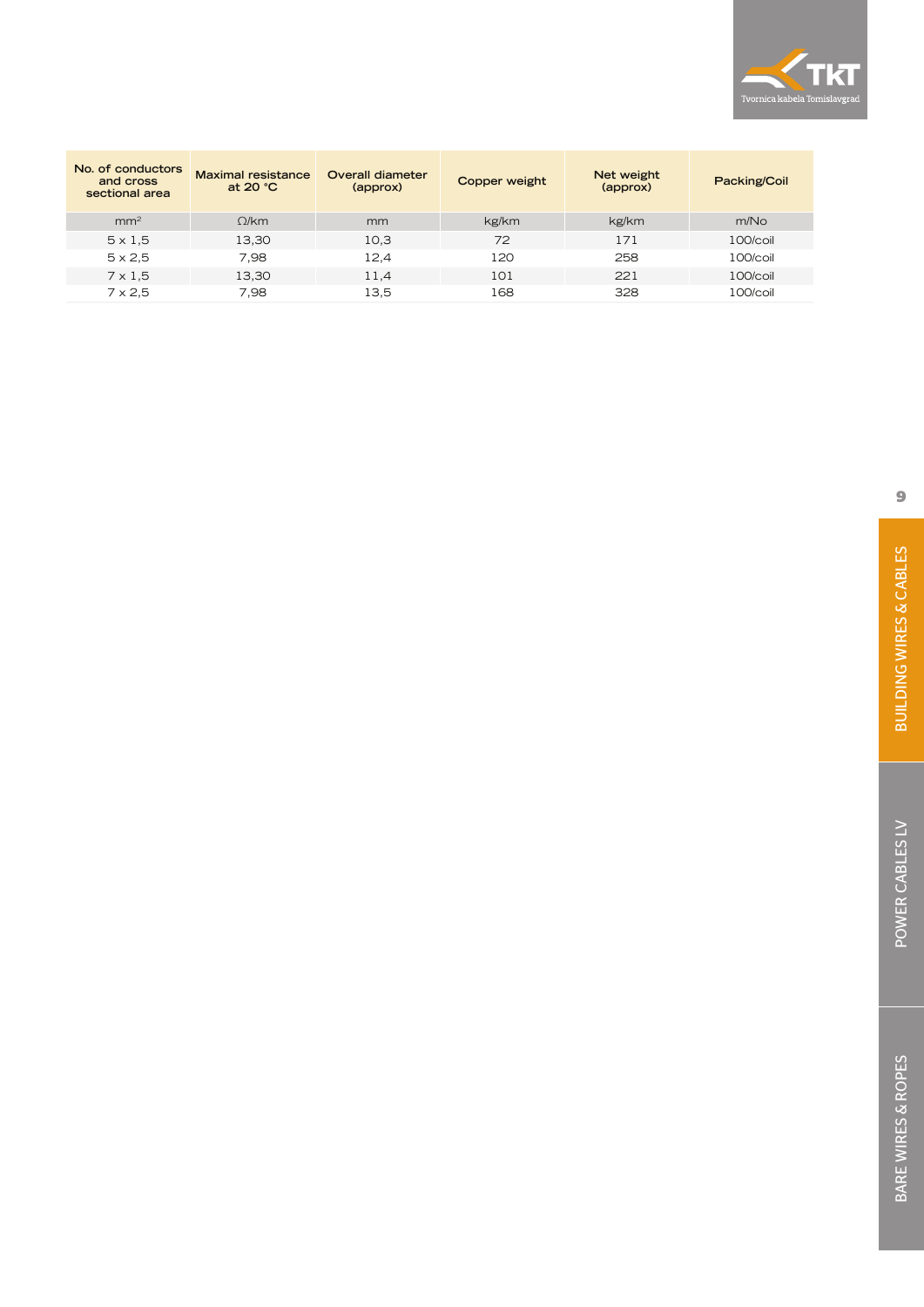| No. of conductors and cross sectional area | Maximal resistance at 20 °C | Overall diameter (approx) | Copper weight | Net weight (approx) | Packing/Coil |
|---|---|---|---|---|---|
| mm² | Ω/km | mm | kg/km | kg/km | m/No |
| 5 x 1,5 | 13,30 | 10,3 | 72 | 171 | 100/coil |
| 5 x 2,5 | 7,98 | 12,4 | 120 | 258 | 100/coil |
| 7 x 1,5 | 13,30 | 11,4 | 101 | 221 | 100/coil |
| 7 x 2,5 | 7,98 | 13,5 | 168 | 328 | 100/coil |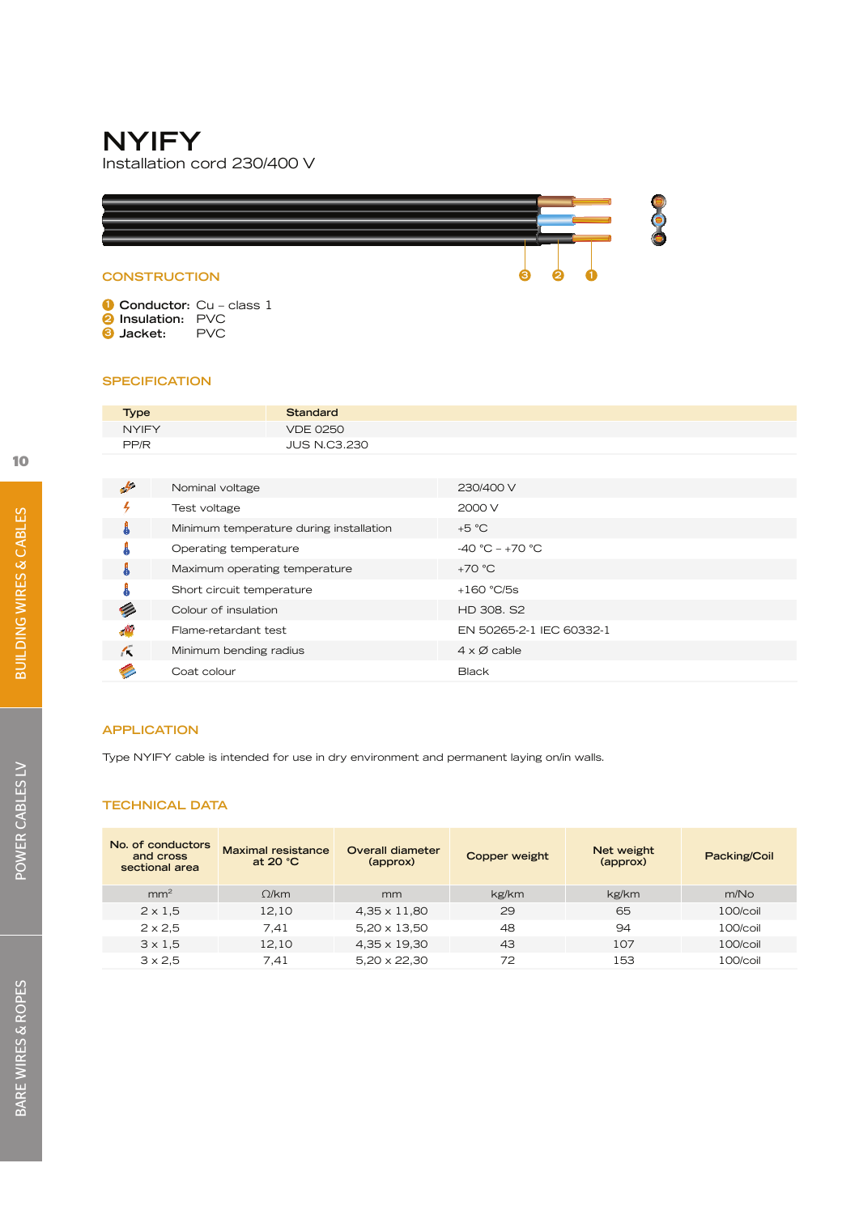# NYIFY

Installation cord 230/400 V

## CONSTRUCTION

1. **Conductor:** Cu – class 1
2. **Insulation:** PVC
3. **Jacket:** PVC

## SPECIFICATION

| Type | Standard |
|---|---|
| NYIFY | VDE 0250 |
| PP/R | JUS N.C3.230 |

| Parameter | Value |
|---|---|
| Nominal voltage | 230/400 V |
| Test voltage | 2000 V |
| Minimum temperature during installation | +5 °C |
| Operating temperature | -40 °C – +70 °C |
| Maximum operating temperature | +70 °C |
| Short circuit temperature | +160 °C/5s |
| Colour of insulation | HD 308. S2 |
| Flame-retardant test | EN 50265-2-1 IEC 60332-1 |
| Minimum bending radius | 4 x Ø cable |
| Coat colour | Black |

## APPLICATION

Type NYIFY cable is intended for use in dry environment and permanent laying on/in walls.

## TECHNICAL DATA

| No. of conductors and cross sectional area | Maximal resistance at 20 °C | Overall diameter (approx) | Copper weight | Net weight (approx) | Packing/Coil |
|---|---|---|---|---|---|
| mm² | Ω/km | mm | kg/km | kg/km | m/No |
| 2 x 1,5 | 12,10 | 4,35 x 11,80 | 29 | 65 | 100/coil |
| 2 x 2,5 | 7,41 | 5,20 x 13,50 | 48 | 94 | 100/coil |
| 3 x 1,5 | 12,10 | 4,35 x 19,30 | 43 | 107 | 100/coil |
| 3 x 2,5 | 7,41 | 5,20 x 22,30 | 72 | 153 | 100/coil |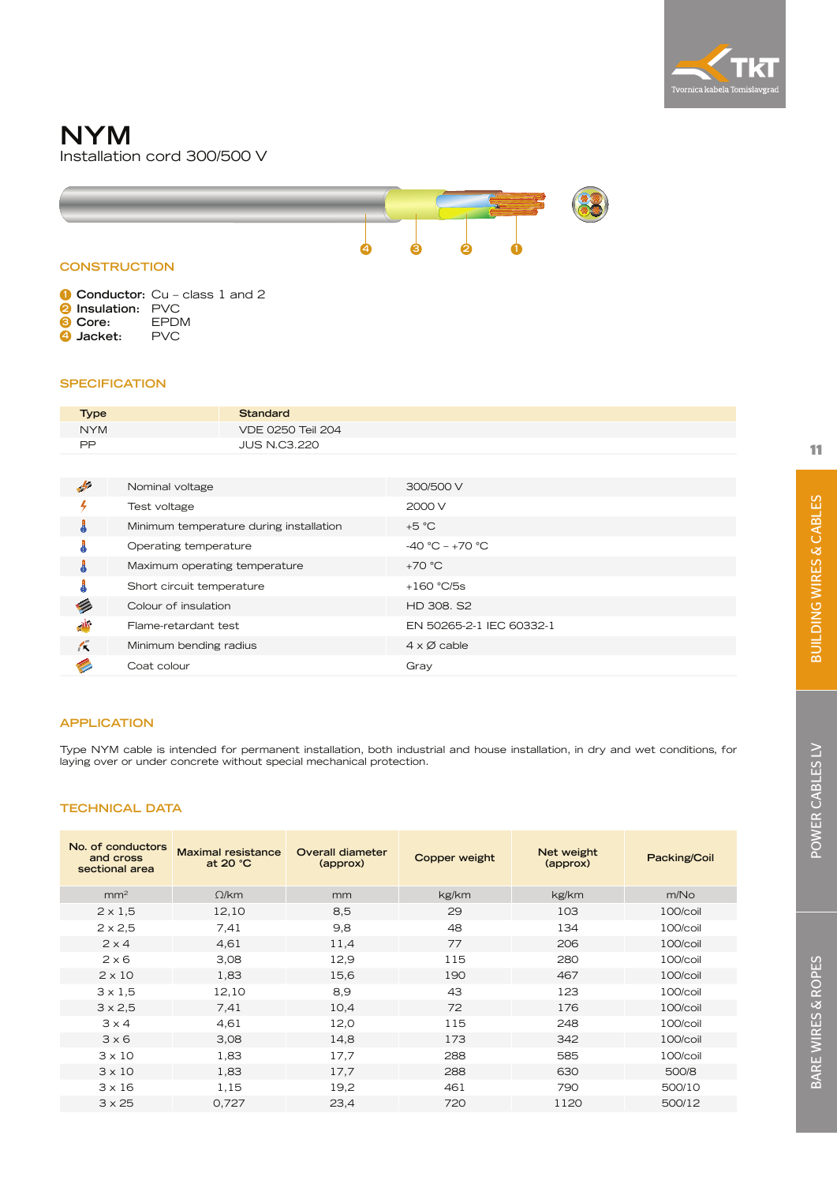# NYM

Installation cord 300/500 V

## CONSTRUCTION

1. **Conductor:** Cu – class 1 and 2
2. **Insulation:** PVC
3. **Core:** EPDM
4. **Jacket:** PVC

## SPECIFICATION

| Type | Standard |
|---|---|
| NYM | VDE 0250 Teil 204 |
| PP | JUS N.C3.220 |

| Property | Value |
|---|---|
| Nominal voltage | 300/500 V |
| Test voltage | 2000 V |
| Minimum temperature during installation | +5 °C |
| Operating temperature | -40 °C – +70 °C |
| Maximum operating temperature | +70 °C |
| Short circuit temperature | +160 °C/5s |
| Colour of insulation | HD 308. S2 |
| Flame-retardant test | EN 50265-2-1 IEC 60332-1 |
| Minimum bending radius | 4 x Ø cable |
| Coat colour | Gray |

## APPLICATION

Type NYM cable is intended for permanent installation, both industrial and house installation, in dry and wet conditions, for laying over or under concrete without special mechanical protection.

## TECHNICAL DATA

| No. of conductors and cross sectional area | Maximal resistance at 20 °C | Overall diameter (approx) | Copper weight | Net weight (approx) | Packing/Coil |
|---|---|---|---|---|---|
| mm² | Ω/km | mm | kg/km | kg/km | m/No |
| 2 x 1,5 | 12,10 | 8,5 | 29 | 103 | 100/coil |
| 2 x 2,5 | 7,41 | 9,8 | 48 | 134 | 100/coil |
| 2 x 4 | 4,61 | 11,4 | 77 | 206 | 100/coil |
| 2 x 6 | 3,08 | 12,9 | 115 | 280 | 100/coil |
| 2 x 10 | 1,83 | 15,6 | 190 | 467 | 100/coil |
| 3 x 1,5 | 12,10 | 8,9 | 43 | 123 | 100/coil |
| 3 x 2,5 | 7,41 | 10,4 | 72 | 176 | 100/coil |
| 3 x 4 | 4,61 | 12,0 | 115 | 248 | 100/coil |
| 3 x 6 | 3,08 | 14,8 | 173 | 342 | 100/coil |
| 3 x 10 | 1,83 | 17,7 | 288 | 585 | 100/coil |
| 3 x 10 | 1,83 | 17,7 | 288 | 630 | 500/8 |
| 3 x 16 | 1,15 | 19,2 | 461 | 790 | 500/10 |
| 3 x 25 | 0,727 | 23,4 | 720 | 1120 | 500/12 |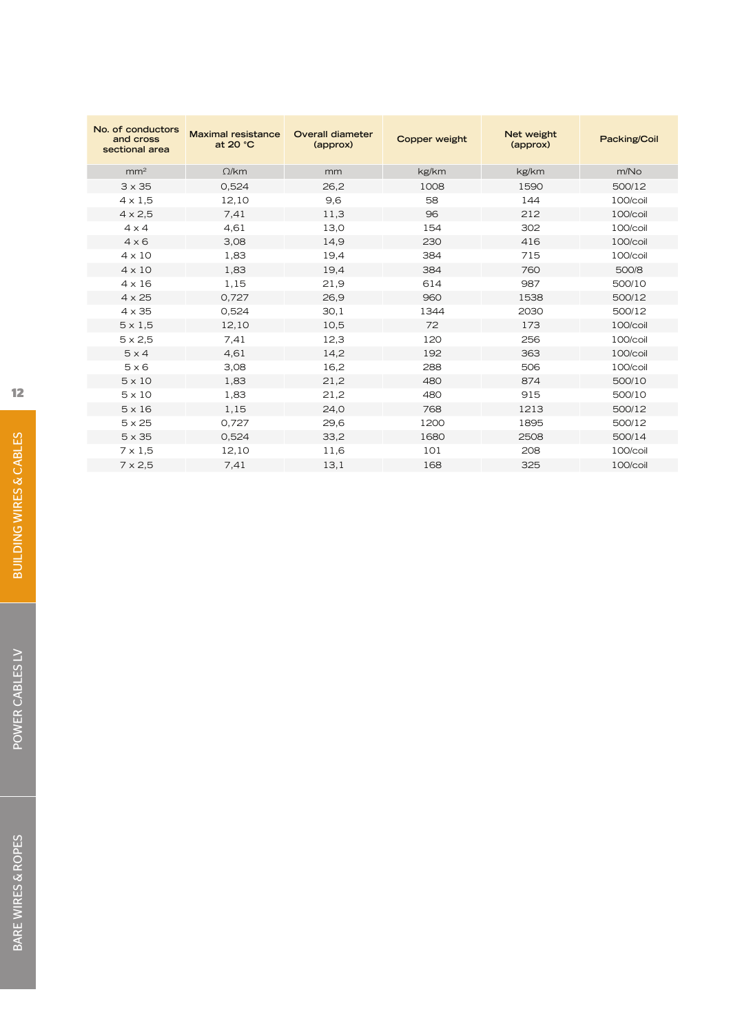| No. of conductors and cross sectional area | Maximal resistance at 20 °C | Overall diameter (approx) | Copper weight | Net weight (approx) | Packing/Coil |
|---|---|---|---|---|---|
| mm² | Ω/km | mm | kg/km | kg/km | m/No |
| 3 x 35 | 0,524 | 26,2 | 1008 | 1590 | 500/12 |
| 4 x 1,5 | 12,10 | 9,6 | 58 | 144 | 100/coil |
| 4 x 2,5 | 7,41 | 11,3 | 96 | 212 | 100/coil |
| 4 x 4 | 4,61 | 13,0 | 154 | 302 | 100/coil |
| 4 x 6 | 3,08 | 14,9 | 230 | 416 | 100/coil |
| 4 x 10 | 1,83 | 19,4 | 384 | 715 | 100/coil |
| 4 x 10 | 1,83 | 19,4 | 384 | 760 | 500/8 |
| 4 x 16 | 1,15 | 21,9 | 614 | 987 | 500/10 |
| 4 x 25 | 0,727 | 26,9 | 960 | 1538 | 500/12 |
| 4 x 35 | 0,524 | 30,1 | 1344 | 2030 | 500/12 |
| 5 x 1,5 | 12,10 | 10,5 | 72 | 173 | 100/coil |
| 5 x 2,5 | 7,41 | 12,3 | 120 | 256 | 100/coil |
| 5 x 4 | 4,61 | 14,2 | 192 | 363 | 100/coil |
| 5 x 6 | 3,08 | 16,2 | 288 | 506 | 100/coil |
| 5 x 10 | 1,83 | 21,2 | 480 | 874 | 500/10 |
| 5 x 10 | 1,83 | 21,2 | 480 | 915 | 500/10 |
| 5 x 16 | 1,15 | 24,0 | 768 | 1213 | 500/12 |
| 5 x 25 | 0,727 | 29,6 | 1200 | 1895 | 500/12 |
| 5 x 35 | 0,524 | 33,2 | 1680 | 2508 | 500/14 |
| 7 x 1,5 | 12,10 | 11,6 | 101 | 208 | 100/coil |
| 7 x 2,5 | 7,41 | 13,1 | 168 | 325 | 100/coil |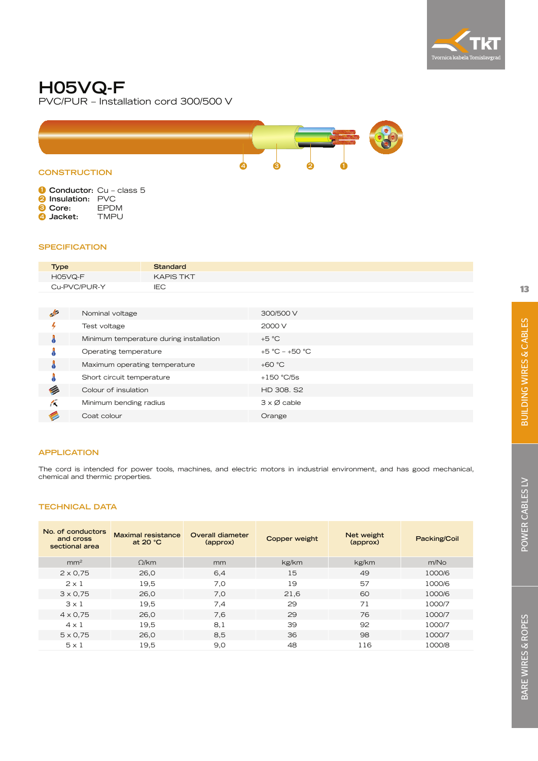# H05VQ-F

PVC/PUR – Installation cord 300/500 V

## CONSTRUCTION

1. **Conductor:** Cu – class 5
2. **Insulation:** PVC
3. **Core:** EPDM
4. **Jacket:** TMPU

## SPECIFICATION

| Type | Standard |
|---|---|
| H05VQ-F | KAPIS TKT |
| Cu-PVC/PUR-Y | IEC |

| Parameter | Value |
|---|---|
| Nominal voltage | 300/500 V |
| Test voltage | 2000 V |
| Minimum temperature during installation | +5 °C |
| Operating temperature | +5 °C – +50 °C |
| Maximum operating temperature | +60 °C |
| Short circuit temperature | +150 °C/5s |
| Colour of insulation | HD 308. S2 |
| Minimum bending radius | 3 x Ø cable |
| Coat colour | Orange |

## APPLICATION

The cord is intended for power tools, machines, and electric motors in industrial environment, and has good mechanical, chemical and thermic properties.

## TECHNICAL DATA

| No. of conductors and cross sectional area | Maximal resistance at 20 °C | Overall diameter (approx) | Copper weight | Net weight (approx) | Packing/Coil |
|---|---|---|---|---|---|
| mm² | Ω/km | mm | kg/km | kg/km | m/No |
| 2 x 0,75 | 26,0 | 6,4 | 15 | 49 | 1000/6 |
| 2 x 1 | 19,5 | 7,0 | 19 | 57 | 1000/6 |
| 3 x 0,75 | 26,0 | 7,0 | 21,6 | 60 | 1000/6 |
| 3 x 1 | 19,5 | 7,4 | 29 | 71 | 1000/7 |
| 4 x 0,75 | 26,0 | 7,6 | 29 | 76 | 1000/7 |
| 4 x 1 | 19,5 | 8,1 | 39 | 92 | 1000/7 |
| 5 x 0,75 | 26,0 | 8,5 | 36 | 98 | 1000/7 |
| 5 x 1 | 19,5 | 9,0 | 48 | 116 | 1000/8 |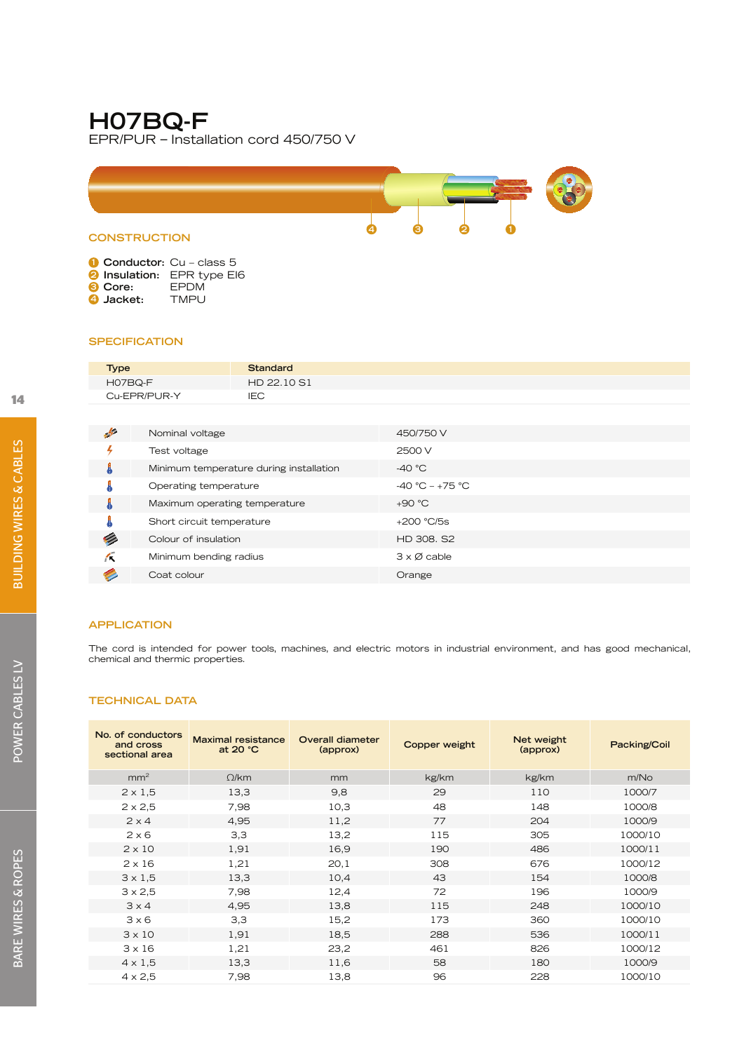# H07BQ-F

EPR/PUR – Installation cord 450/750 V

## CONSTRUCTION

1. **Conductor:** Cu – class 5
2. **Insulation:** EPR type EI6
3. **Core:** EPDM
4. **Jacket:** TMPU

## SPECIFICATION

| Type | Standard |
|---|---|
| H07BQ-F | HD 22.10 S1 |
| Cu-EPR/PUR-Y | IEC |

| Parameter | Value |
|---|---|
| Nominal voltage | 450/750 V |
| Test voltage | 2500 V |
| Minimum temperature during installation | -40 °C |
| Operating temperature | -40 °C – +75 °C |
| Maximum operating temperature | +90 °C |
| Short circuit temperature | +200 °C/5s |
| Colour of insulation | HD 308. S2 |
| Minimum bending radius | 3 x Ø cable |
| Coat colour | Orange |

## APPLICATION

The cord is intended for power tools, machines, and electric motors in industrial environment, and has good mechanical, chemical and thermic properties.

## TECHNICAL DATA

| No. of conductors and cross sectional area | Maximal resistance at 20 °C | Overall diameter (approx) | Copper weight | Net weight (approx) | Packing/Coil |
|---|---|---|---|---|---|
| mm² | Ω/km | mm | kg/km | kg/km | m/No |
| 2 x 1,5 | 13,3 | 9,8 | 29 | 110 | 1000/7 |
| 2 x 2,5 | 7,98 | 10,3 | 48 | 148 | 1000/8 |
| 2 x 4 | 4,95 | 11,2 | 77 | 204 | 1000/9 |
| 2 x 6 | 3,3 | 13,2 | 115 | 305 | 1000/10 |
| 2 x 10 | 1,91 | 16,9 | 190 | 486 | 1000/11 |
| 2 x 16 | 1,21 | 20,1 | 308 | 676 | 1000/12 |
| 3 x 1,5 | 13,3 | 10,4 | 43 | 154 | 1000/8 |
| 3 x 2,5 | 7,98 | 12,4 | 72 | 196 | 1000/9 |
| 3 x 4 | 4,95 | 13,8 | 115 | 248 | 1000/10 |
| 3 x 6 | 3,3 | 15,2 | 173 | 360 | 1000/10 |
| 3 x 10 | 1,91 | 18,5 | 288 | 536 | 1000/11 |
| 3 x 16 | 1,21 | 23,2 | 461 | 826 | 1000/12 |
| 4 x 1,5 | 13,3 | 11,6 | 58 | 180 | 1000/9 |
| 4 x 2,5 | 7,98 | 13,8 | 96 | 228 | 1000/10 |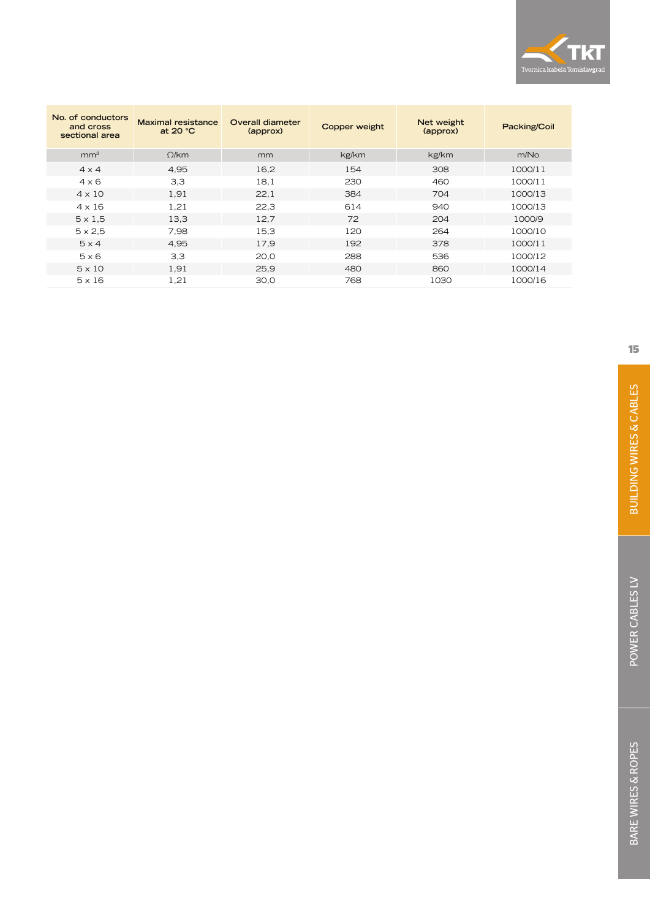| No. of conductors and cross sectional area | Maximal resistance at 20 °C | Overall diameter (approx) | Copper weight | Net weight (approx) | Packing/Coil |
|---|---|---|---|---|---|
| mm² | Ω/km | mm | kg/km | kg/km | m/No |
| 4 x 4 | 4,95 | 16,2 | 154 | 308 | 1000/11 |
| 4 x 6 | 3,3 | 18,1 | 230 | 460 | 1000/11 |
| 4 x 10 | 1,91 | 22,1 | 384 | 704 | 1000/13 |
| 4 x 16 | 1,21 | 22,3 | 614 | 940 | 1000/13 |
| 5 x 1,5 | 13,3 | 12,7 | 72 | 204 | 1000/9 |
| 5 x 2,5 | 7,98 | 15,3 | 120 | 264 | 1000/10 |
| 5 x 4 | 4,95 | 17,9 | 192 | 378 | 1000/11 |
| 5 x 6 | 3,3 | 20,0 | 288 | 536 | 1000/12 |
| 5 x 10 | 1,91 | 25,9 | 480 | 860 | 1000/14 |
| 5 x 16 | 1,21 | 30,0 | 768 | 1030 | 1000/16 |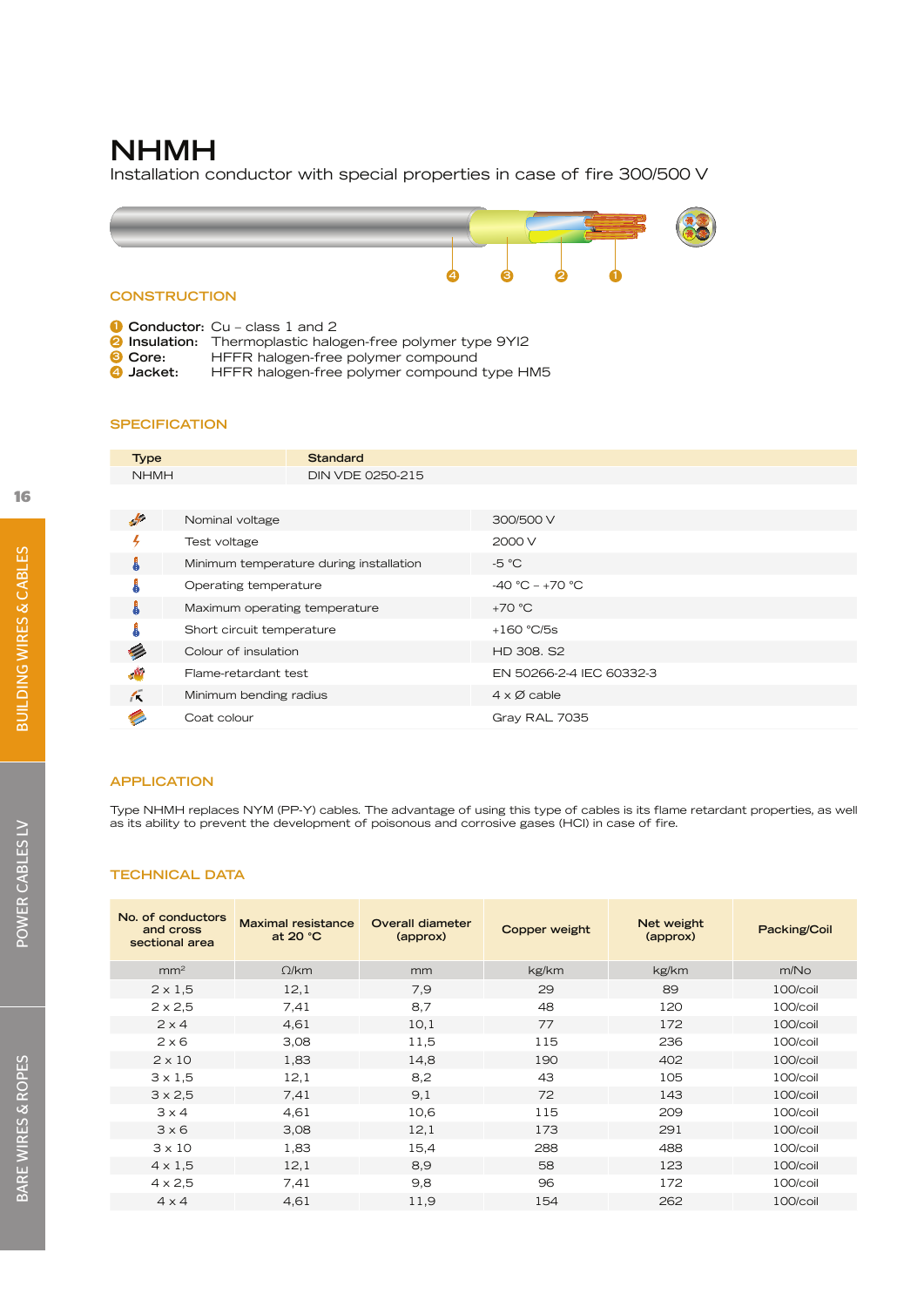# NHMH

Installation conductor with special properties in case of fire 300/500 V

## CONSTRUCTION

1. **Conductor:** Cu – class 1 and 2
2. **Insulation:** Thermoplastic halogen-free polymer type 9YI2
3. **Core:** HFFR halogen-free polymer compound
4. **Jacket:** HFFR halogen-free polymer compound type HM5

## SPECIFICATION

| Type | Standard |
|---|---|
| NHMH | DIN VDE 0250-215 |

| Property | Value |
|---|---|
| Nominal voltage | 300/500 V |
| Test voltage | 2000 V |
| Minimum temperature during installation | -5 °C |
| Operating temperature | -40 °C – +70 °C |
| Maximum operating temperature | +70 °C |
| Short circuit temperature | +160 °C/5s |
| Colour of insulation | HD 308. S2 |
| Flame-retardant test | EN 50266-2-4 IEC 60332-3 |
| Minimum bending radius | 4 x Ø cable |
| Coat colour | Gray RAL 7035 |

## APPLICATION

Type NHMH replaces NYM (PP-Y) cables. The advantage of using this type of cables is its flame retardant properties, as well as its ability to prevent the development of poisonous and corrosive gases (HCl) in case of fire.

## TECHNICAL DATA

| No. of conductors and cross sectional area | Maximal resistance at 20 °C | Overall diameter (approx) | Copper weight | Net weight (approx) | Packing/Coil |
|---|---|---|---|---|---|
| mm² | Ω/km | mm | kg/km | kg/km | m/No |
| 2 x 1,5 | 12,1 | 7,9 | 29 | 89 | 100/coil |
| 2 x 2,5 | 7,41 | 8,7 | 48 | 120 | 100/coil |
| 2 x 4 | 4,61 | 10,1 | 77 | 172 | 100/coil |
| 2 x 6 | 3,08 | 11,5 | 115 | 236 | 100/coil |
| 2 x 10 | 1,83 | 14,8 | 190 | 402 | 100/coil |
| 3 x 1,5 | 12,1 | 8,2 | 43 | 105 | 100/coil |
| 3 x 2,5 | 7,41 | 9,1 | 72 | 143 | 100/coil |
| 3 x 4 | 4,61 | 10,6 | 115 | 209 | 100/coil |
| 3 x 6 | 3,08 | 12,1 | 173 | 291 | 100/coil |
| 3 x 10 | 1,83 | 15,4 | 288 | 488 | 100/coil |
| 4 x 1,5 | 12,1 | 8,9 | 58 | 123 | 100/coil |
| 4 x 2,5 | 7,41 | 9,8 | 96 | 172 | 100/coil |
| 4 x 4 | 4,61 | 11,9 | 154 | 262 | 100/coil |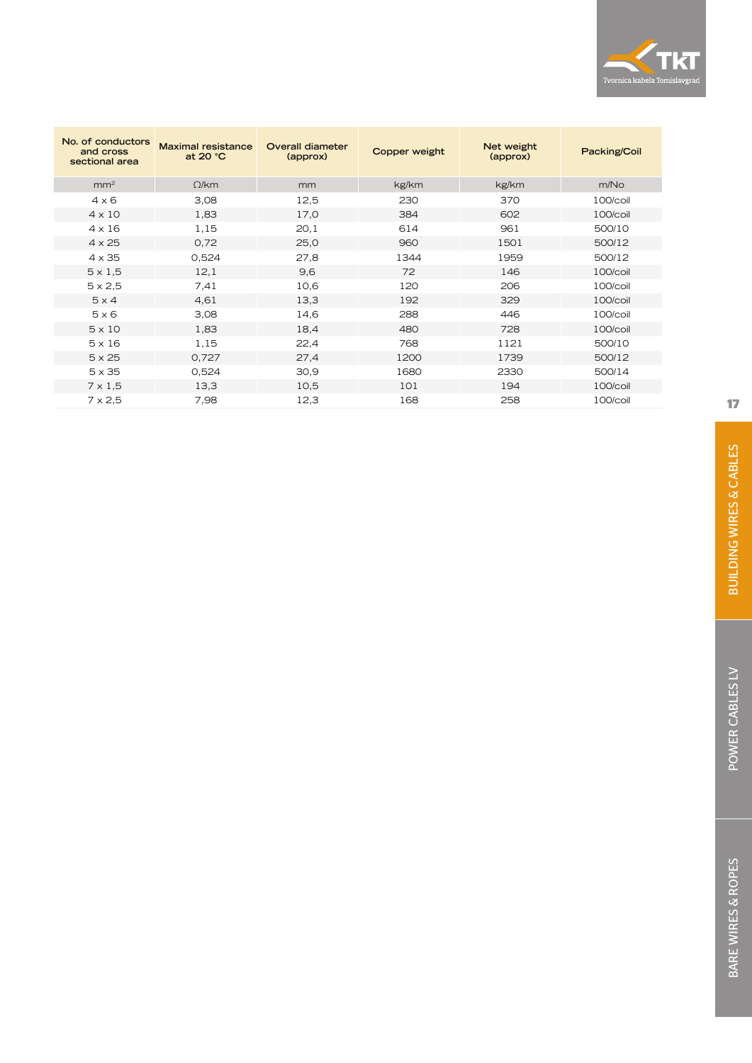| No. of conductors and cross sectional area | Maximal resistance at 20 °C | Overall diameter (approx) | Copper weight | Net weight (approx) | Packing/Coil |
|---|---|---|---|---|---|
| mm² | Ω/km | mm | kg/km | kg/km | m/No |
| 4 x 6 | 3,08 | 12,5 | 230 | 370 | 100/coil |
| 4 x 10 | 1,83 | 17,0 | 384 | 602 | 100/coil |
| 4 x 16 | 1,15 | 20,1 | 614 | 961 | 500/10 |
| 4 x 25 | 0,72 | 25,0 | 960 | 1501 | 500/12 |
| 4 x 35 | 0,524 | 27,8 | 1344 | 1959 | 500/12 |
| 5 x 1,5 | 12,1 | 9,6 | 72 | 146 | 100/coil |
| 5 x 2,5 | 7,41 | 10,6 | 120 | 206 | 100/coil |
| 5 x 4 | 4,61 | 13,3 | 192 | 329 | 100/coil |
| 5 x 6 | 3,08 | 14,6 | 288 | 446 | 100/coil |
| 5 x 10 | 1,83 | 18,4 | 480 | 728 | 100/coil |
| 5 x 16 | 1,15 | 22,4 | 768 | 1121 | 500/10 |
| 5 x 25 | 0,727 | 27,4 | 1200 | 1739 | 500/12 |
| 5 x 35 | 0,524 | 30,9 | 1680 | 2330 | 500/14 |
| 7 x 1,5 | 13,3 | 10,5 | 101 | 194 | 100/coil |
| 7 x 2,5 | 7,98 | 12,3 | 168 | 258 | 100/coil |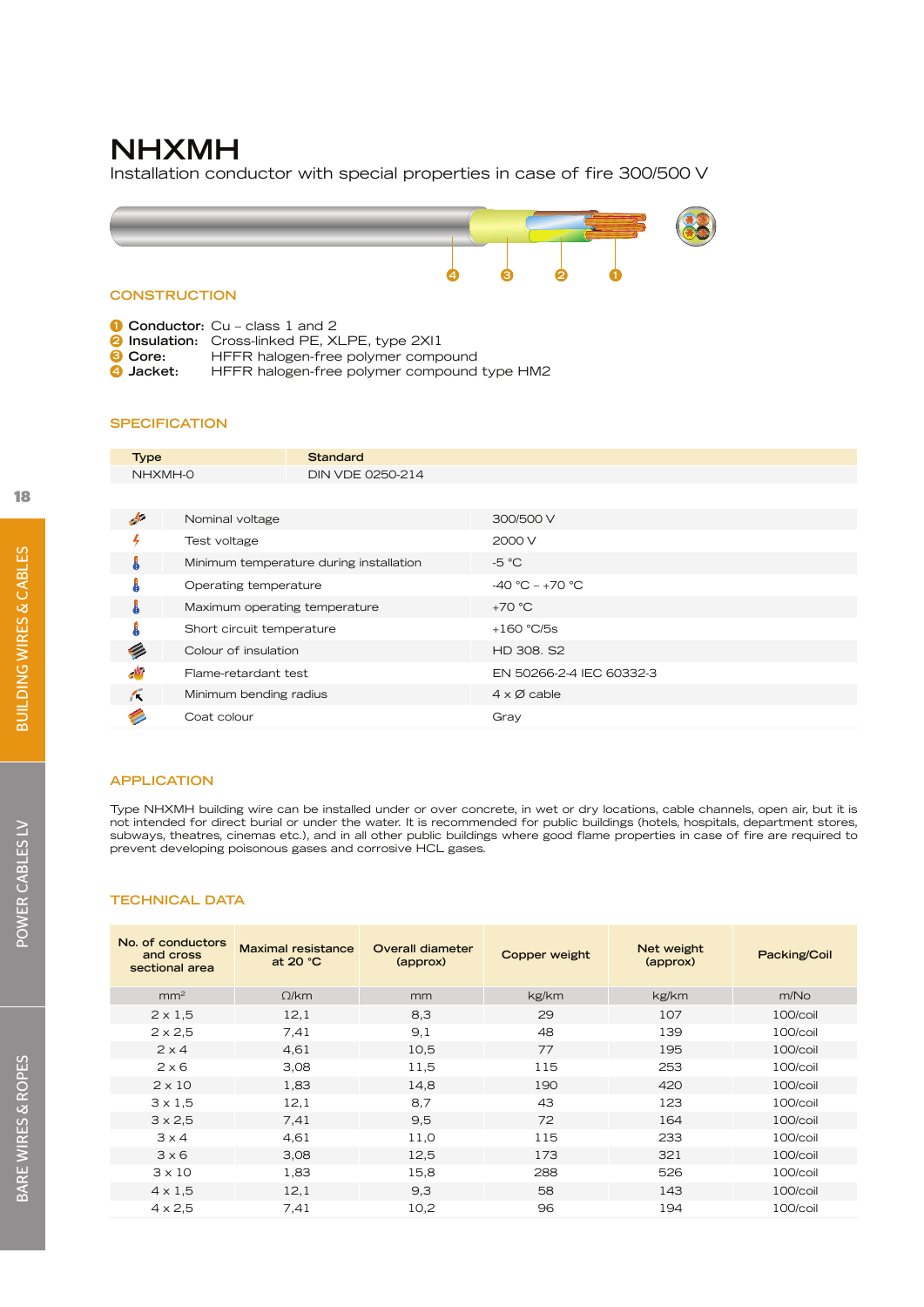# NHXMH

Installation conductor with special properties in case of fire 300/500 V

## CONSTRUCTION

1. **Conductor:** Cu – class 1 and 2
2. **Insulation:** Cross-linked PE, XLPE, type 2XI1
3. **Core:** HFFR halogen-free polymer compound
4. **Jacket:** HFFR halogen-free polymer compound type HM2

## SPECIFICATION

| Type | Standard |
|---|---|
| NHXMH-O | DIN VDE 0250-214 |

| Nominal voltage | 300/500 V |
|---|---|
| Test voltage | 2000 V |
| Minimum temperature during installation | -5 °C |
| Operating temperature | -40 °C – +70 °C |
| Maximum operating temperature | +70 °C |
| Short circuit temperature | +160 °C/5s |
| Colour of insulation | HD 308. S2 |
| Flame-retardant test | EN 50266-2-4 IEC 60332-3 |
| Minimum bending radius | 4 x Ø cable |
| Coat colour | Gray |

## APPLICATION

Type NHXMH building wire can be installed under or over concrete, in wet or dry locations, cable channels, open air, but it is not intended for direct burial or under the water. It is recommended for public buildings (hotels, hospitals, department stores, subways, theatres, cinemas etc.), and in all other public buildings where good flame properties in case of fire are required to prevent developing poisonous gases and corrosive HCL gases.

## TECHNICAL DATA

| No. of conductors and cross sectional area | Maximal resistance at 20 °C | Overall diameter (approx) | Copper weight | Net weight (approx) | Packing/Coil |
|---|---|---|---|---|---|
| mm² | Ω/km | mm | kg/km | kg/km | m/No |
| 2 x 1,5 | 12,1 | 8,3 | 29 | 107 | 100/coil |
| 2 x 2,5 | 7,41 | 9,1 | 48 | 139 | 100/coil |
| 2 x 4 | 4,61 | 10,5 | 77 | 195 | 100/coil |
| 2 x 6 | 3,08 | 11,5 | 115 | 253 | 100/coil |
| 2 x 10 | 1,83 | 14,8 | 190 | 420 | 100/coil |
| 3 x 1,5 | 12,1 | 8,7 | 43 | 123 | 100/coil |
| 3 x 2,5 | 7,41 | 9,5 | 72 | 164 | 100/coil |
| 3 x 4 | 4,61 | 11,0 | 115 | 233 | 100/coil |
| 3 x 6 | 3,08 | 12,5 | 173 | 321 | 100/coil |
| 3 x 10 | 1,83 | 15,8 | 288 | 526 | 100/coil |
| 4 x 1,5 | 12,1 | 9,3 | 58 | 143 | 100/coil |
| 4 x 2,5 | 7,41 | 10,2 | 96 | 194 | 100/coil |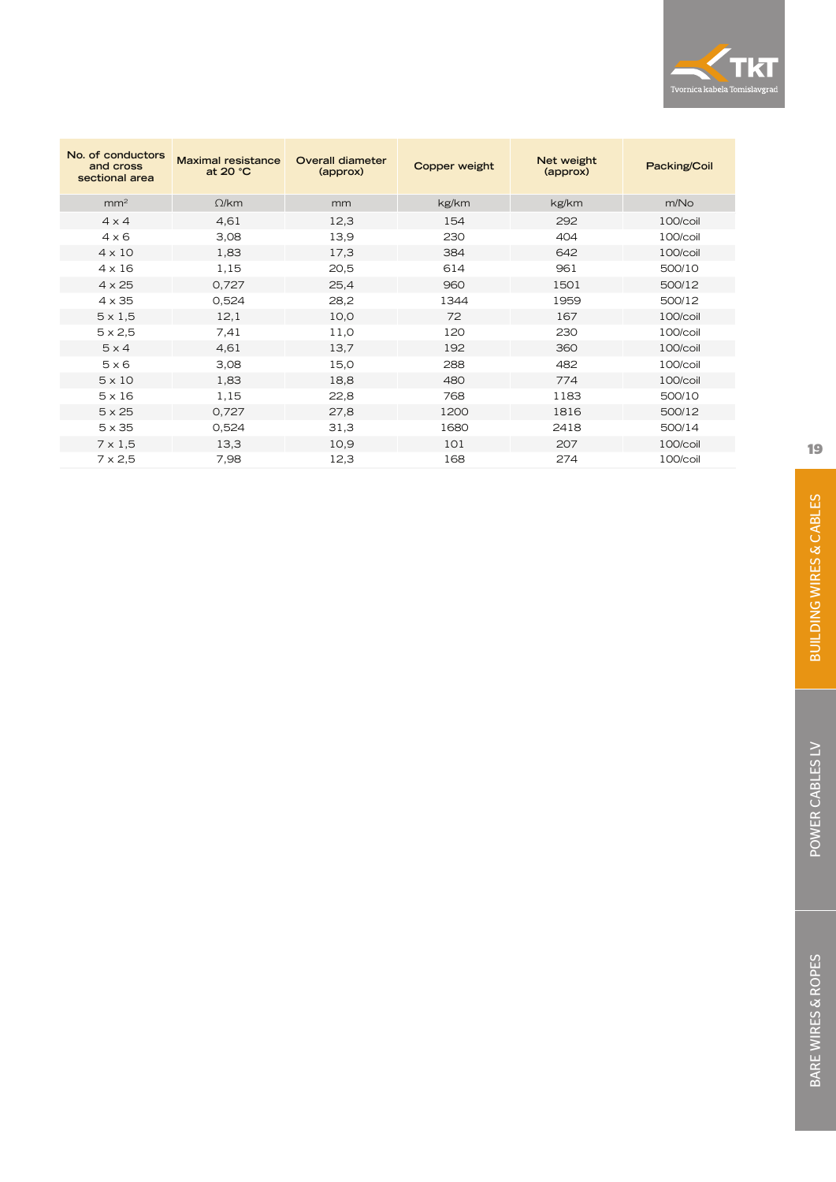| No. of conductors and cross sectional area | Maximal resistance at 20 °C | Overall diameter (approx) | Copper weight | Net weight (approx) | Packing/Coil |
|---|---|---|---|---|---|
| mm² | Ω/km | mm | kg/km | kg/km | m/No |
| 4 x 4 | 4,61 | 12,3 | 154 | 292 | 100/coil |
| 4 x 6 | 3,08 | 13,9 | 230 | 404 | 100/coil |
| 4 x 10 | 1,83 | 17,3 | 384 | 642 | 100/coil |
| 4 x 16 | 1,15 | 20,5 | 614 | 961 | 500/10 |
| 4 x 25 | 0,727 | 25,4 | 960 | 1501 | 500/12 |
| 4 x 35 | 0,524 | 28,2 | 1344 | 1959 | 500/12 |
| 5 x 1,5 | 12,1 | 10,0 | 72 | 167 | 100/coil |
| 5 x 2,5 | 7,41 | 11,0 | 120 | 230 | 100/coil |
| 5 x 4 | 4,61 | 13,7 | 192 | 360 | 100/coil |
| 5 x 6 | 3,08 | 15,0 | 288 | 482 | 100/coil |
| 5 x 10 | 1,83 | 18,8 | 480 | 774 | 100/coil |
| 5 x 16 | 1,15 | 22,8 | 768 | 1183 | 500/10 |
| 5 x 25 | 0,727 | 27,8 | 1200 | 1816 | 500/12 |
| 5 x 35 | 0,524 | 31,3 | 1680 | 2418 | 500/14 |
| 7 x 1,5 | 13,3 | 10,9 | 101 | 207 | 100/coil |
| 7 x 2,5 | 7,98 | 12,3 | 168 | 274 | 100/coil |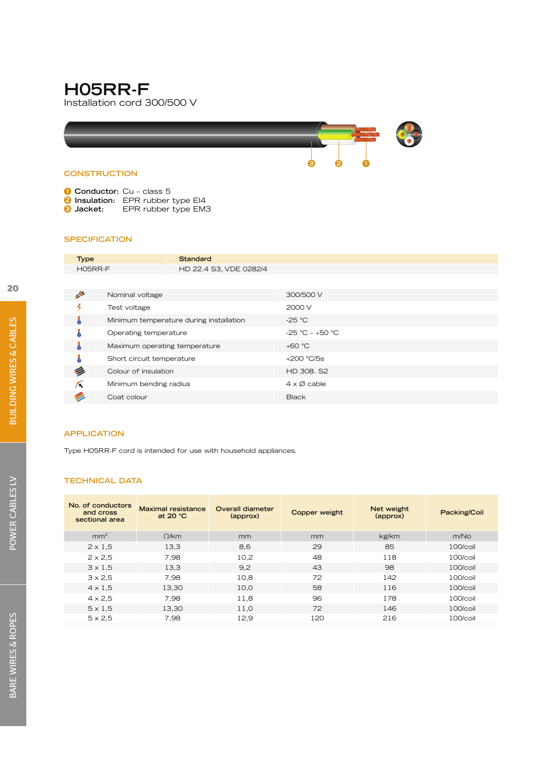# H05RR-F

Installation cord 300/500 V

## CONSTRUCTION

1. **Conductor:** Cu – class 5
2. **Insulation:** EPR rubber type EI4
3. **Jacket:** EPR rubber type EM3

## SPECIFICATION

| Type | Standard |
|---|---|
| H05RR-F | HD 22.4 S3, VDE 0282/4 |

| | | |
|---|---|---|
| | Nominal voltage | 300/500 V |
| | Test voltage | 2000 V |
| | Minimum temperature during installation | -25 °C |
| | Operating temperature | -25 °C – +50 °C |
| | Maximum operating temperature | +60 °C |
| | Short circuit temperature | +200 °C/5s |
| | Colour of insulation | HD 308. S2 |
| | Minimum bending radius | 4 x Ø cable |
| | Coat colour | Black |

## APPLICATION

Type H05RR-F cord is intended for use with household appliances.

## TECHNICAL DATA

| No. of conductors and cross sectional area | Maximal resistance at 20 °C | Overall diameter (approx) | Copper weight | Net weight (approx) | Packing/Coil |
|---|---|---|---|---|---|
| mm² | Ω/km | mm | mm | kg/km | m/No |
| 2 x 1,5 | 13,3 | 8,6 | 29 | 85 | 100/coil |
| 2 x 2,5 | 7,98 | 10,2 | 48 | 118 | 100/coil |
| 3 x 1,5 | 13,3 | 9,2 | 43 | 98 | 100/coil |
| 3 x 2,5 | 7,98 | 10,8 | 72 | 142 | 100/coil |
| 4 x 1,5 | 13,30 | 10,0 | 58 | 116 | 100/coil |
| 4 x 2,5 | 7,98 | 11,8 | 96 | 178 | 100/coil |
| 5 x 1,5 | 13,30 | 11,0 | 72 | 146 | 100/coil |
| 5 x 2,5 | 7,98 | 12,9 | 120 | 216 | 100/coil |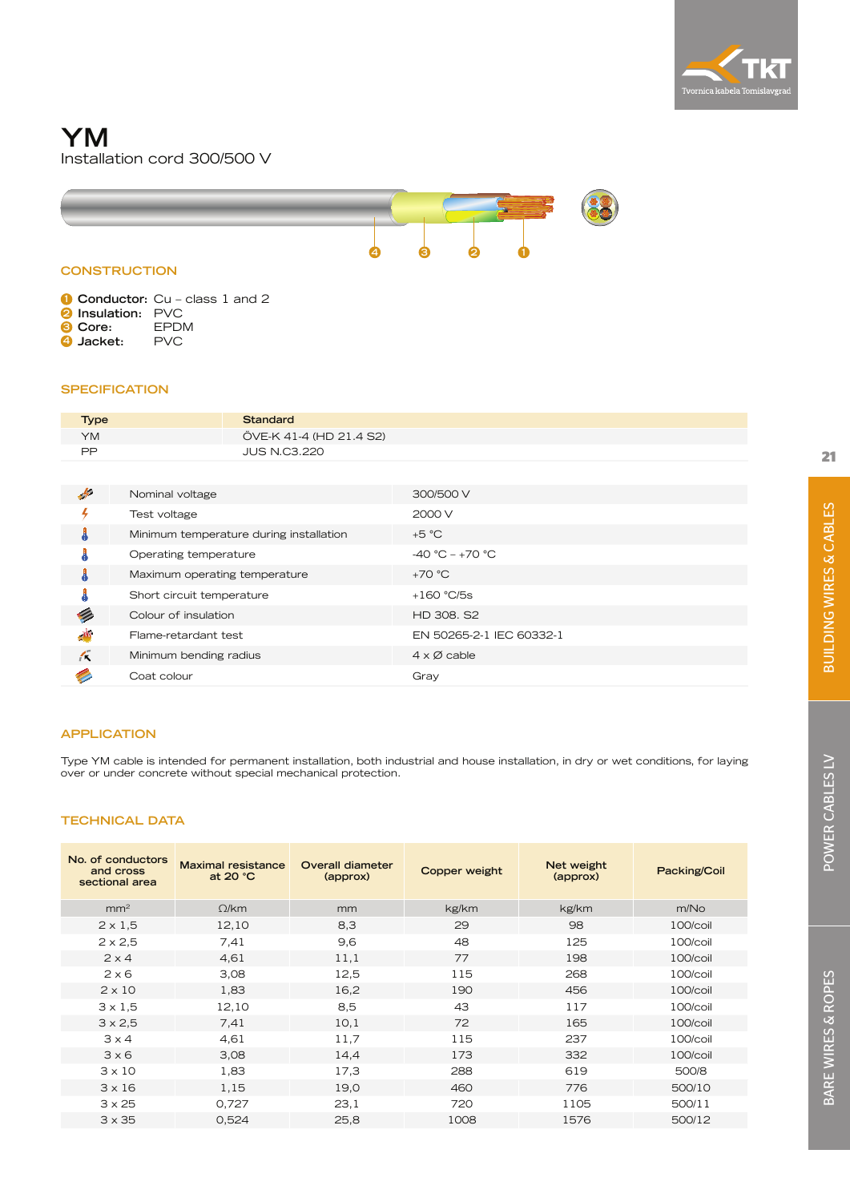# YM

Installation cord 300/500 V

## CONSTRUCTION

1. **Conductor:** Cu – class 1 and 2
2. **Insulation:** PVC
3. **Core:** EPDM
4. **Jacket:** PVC

## SPECIFICATION

| Type | Standard |
|---|---|
| YM | ÖVE-K 41-4 (HD 21.4 S2) |
| PP | JUS N.C3.220 |

| Parameter | Value |
|---|---|
| Nominal voltage | 300/500 V |
| Test voltage | 2000 V |
| Minimum temperature during installation | +5 °C |
| Operating temperature | -40 °C – +70 °C |
| Maximum operating temperature | +70 °C |
| Short circuit temperature | +160 °C/5s |
| Colour of insulation | HD 308. S2 |
| Flame-retardant test | EN 50265-2-1 IEC 60332-1 |
| Minimum bending radius | 4 x Ø cable |
| Coat colour | Gray |

## APPLICATION

Type YM cable is intended for permanent installation, both industrial and house installation, in dry or wet conditions, for laying over or under concrete without special mechanical protection.

## TECHNICAL DATA

| No. of conductors and cross sectional area | Maximal resistance at 20 °C | Overall diameter (approx) | Copper weight | Net weight (approx) | Packing/Coil |
|---|---|---|---|---|---|
| mm² | Ω/km | mm | kg/km | kg/km | m/No |
| 2 x 1,5 | 12,10 | 8,3 | 29 | 98 | 100/coil |
| 2 x 2,5 | 7,41 | 9,6 | 48 | 125 | 100/coil |
| 2 x 4 | 4,61 | 11,1 | 77 | 198 | 100/coil |
| 2 x 6 | 3,08 | 12,5 | 115 | 268 | 100/coil |
| 2 x 10 | 1,83 | 16,2 | 190 | 456 | 100/coil |
| 3 x 1,5 | 12,10 | 8,5 | 43 | 117 | 100/coil |
| 3 x 2,5 | 7,41 | 10,1 | 72 | 165 | 100/coil |
| 3 x 4 | 4,61 | 11,7 | 115 | 237 | 100/coil |
| 3 x 6 | 3,08 | 14,4 | 173 | 332 | 100/coil |
| 3 x 10 | 1,83 | 17,3 | 288 | 619 | 500/8 |
| 3 x 16 | 1,15 | 19,0 | 460 | 776 | 500/10 |
| 3 x 25 | 0,727 | 23,1 | 720 | 1105 | 500/11 |
| 3 x 35 | 0,524 | 25,8 | 1008 | 1576 | 500/12 |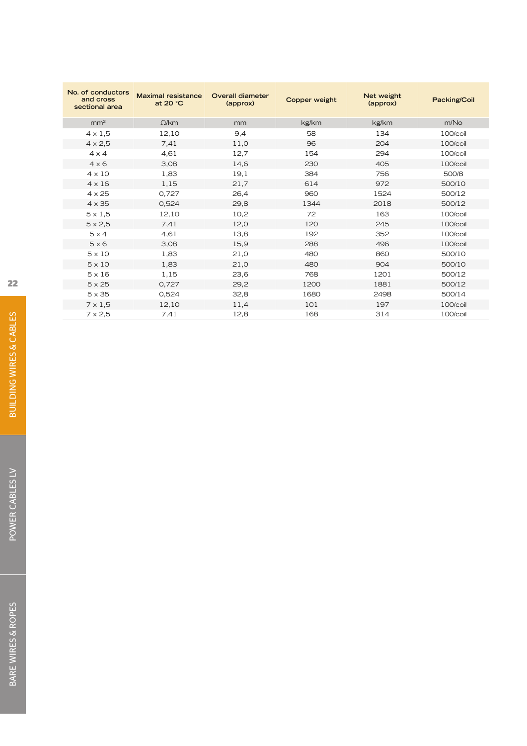| No. of conductors and cross sectional area | Maximal resistance at 20 °C | Overall diameter (approx) | Copper weight | Net weight (approx) | Packing/Coil |
|---|---|---|---|---|---|
| mm² | Ω/km | mm | kg/km | kg/km | m/No |
| 4 x 1,5 | 12,10 | 9,4 | 58 | 134 | 100/coil |
| 4 x 2,5 | 7,41 | 11,0 | 96 | 204 | 100/coil |
| 4 x 4 | 4,61 | 12,7 | 154 | 294 | 100/coil |
| 4 x 6 | 3,08 | 14,6 | 230 | 405 | 100/coil |
| 4 x 10 | 1,83 | 19,1 | 384 | 756 | 500/8 |
| 4 x 16 | 1,15 | 21,7 | 614 | 972 | 500/10 |
| 4 x 25 | 0,727 | 26,4 | 960 | 1524 | 500/12 |
| 4 x 35 | 0,524 | 29,8 | 1344 | 2018 | 500/12 |
| 5 x 1,5 | 12,10 | 10,2 | 72 | 163 | 100/coil |
| 5 x 2,5 | 7,41 | 12,0 | 120 | 245 | 100/coil |
| 5 x 4 | 4,61 | 13,8 | 192 | 352 | 100/coil |
| 5 x 6 | 3,08 | 15,9 | 288 | 496 | 100/coil |
| 5 x 10 | 1,83 | 21,0 | 480 | 860 | 500/10 |
| 5 x 10 | 1,83 | 21,0 | 480 | 904 | 500/10 |
| 5 x 16 | 1,15 | 23,6 | 768 | 1201 | 500/12 |
| 5 x 25 | 0,727 | 29,2 | 1200 | 1881 | 500/12 |
| 5 x 35 | 0,524 | 32,8 | 1680 | 2498 | 500/14 |
| 7 x 1,5 | 12,10 | 11,4 | 101 | 197 | 100/coil |
| 7 x 2,5 | 7,41 | 12,8 | 168 | 314 | 100/coil |